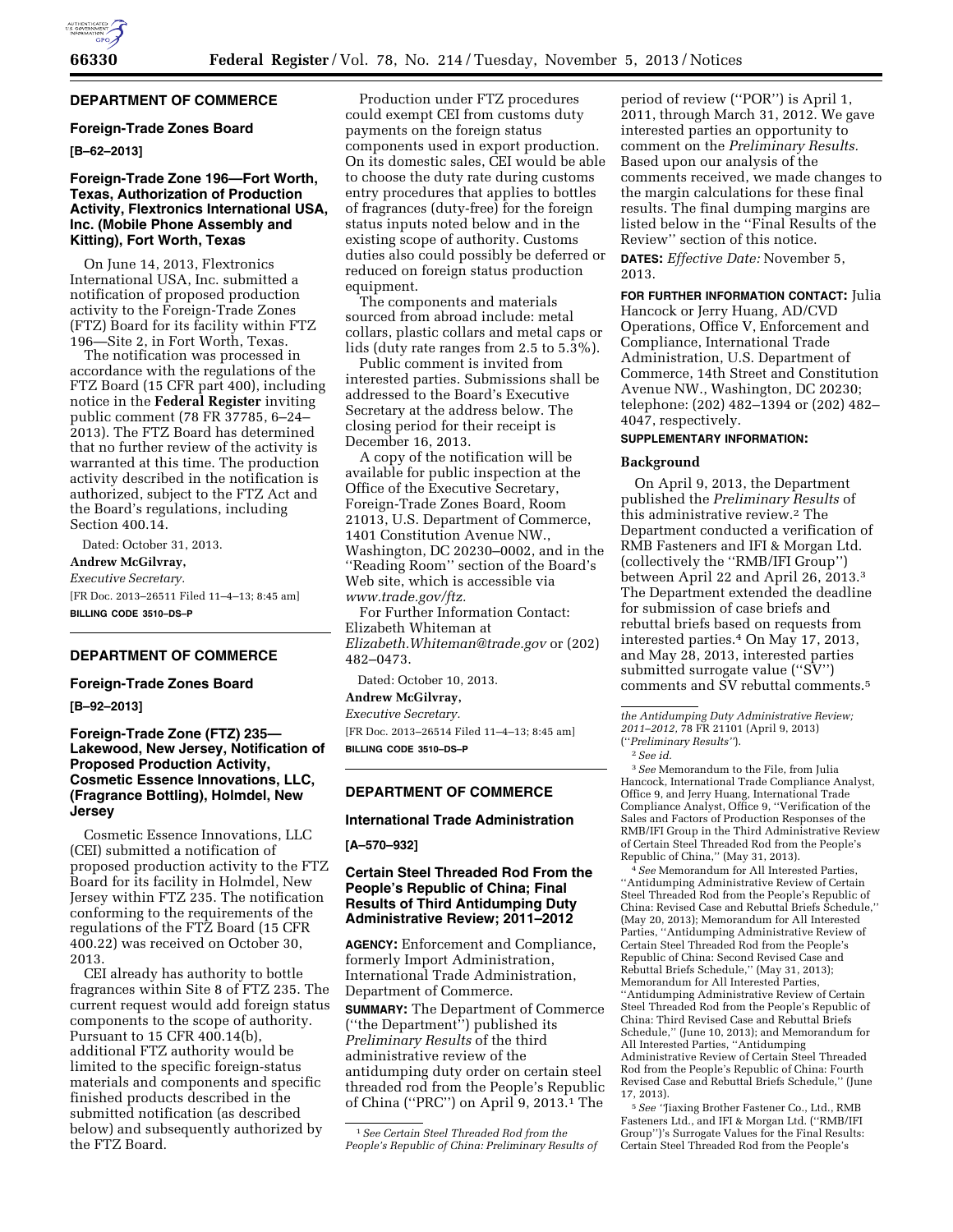## DEPARTMENT OF COMMERCE

### Foreign-Trade Zones Board

**[B–62–2013]**

### Foreign-Trade Zone 196—Fort Worth, Texas, Authorization of Production Activity, Flextronics International USA, Inc. (Mobile Phone Assembly and Kitting), Fort Worth, Texas

On June 14, 2013, Flextronics International USA, Inc. submitted a notification of proposed production activity to the Foreign-Trade Zones (FTZ) Board for its facility within FTZ 196—Site 2, in Fort Worth, Texas.

The notification was processed in accordance with the regulations of the FTZ Board (15 CFR part 400), including notice in the **Federal Register** inviting public comment (78 FR 37785, 6–24–2013). The FTZ Board has determined that no further review of the activity is warranted at this time. The production activity described in the notification is authorized, subject to the FTZ Act and the Board's regulations, including Section 400.14.

Dated: October 31, 2013.

**Andrew McGilvray,**

*Executive Secretary.*

[FR Doc. 2013–26511 Filed 11–4–13; 8:45 am]

**BILLING CODE 3510–DS–P**

## DEPARTMENT OF COMMERCE

### Foreign-Trade Zones Board

**[B–92–2013]**

### Foreign-Trade Zone (FTZ) 235—Lakewood, New Jersey, Notification of Proposed Production Activity, Cosmetic Essence Innovations, LLC, (Fragrance Bottling), Holmdel, New Jersey

Cosmetic Essence Innovations, LLC (CEI) submitted a notification of proposed production activity to the FTZ Board for its facility in Holmdel, New Jersey within FTZ 235. The notification conforming to the requirements of the regulations of the FTZ Board (15 CFR 400.22) was received on October 30, 2013.

CEI already has authority to bottle fragrances within Site 8 of FTZ 235. The current request would add foreign status components to the scope of authority. Pursuant to 15 CFR 400.14(b), additional FTZ authority would be limited to the specific foreign-status materials and components and specific finished products described in the submitted notification (as described below) and subsequently authorized by the FTZ Board.

Production under FTZ procedures could exempt CEI from customs duty payments on the foreign status components used in export production. On its domestic sales, CEI would be able to choose the duty rate during customs entry procedures that applies to bottles of fragrances (duty-free) for the foreign status inputs noted below and in the existing scope of authority. Customs duties also could possibly be deferred or reduced on foreign status production equipment.

The components and materials sourced from abroad include: metal collars, plastic collars and metal caps or lids (duty rate ranges from 2.5 to 5.3%).

Public comment is invited from interested parties. Submissions shall be addressed to the Board's Executive Secretary at the address below. The closing period for their receipt is December 16, 2013.

A copy of the notification will be available for public inspection at the Office of the Executive Secretary, Foreign-Trade Zones Board, Room 21013, U.S. Department of Commerce, 1401 Constitution Avenue NW., Washington, DC 20230–0002, and in the "Reading Room" section of the Board's Web site, which is accessible via *www.trade.gov/ftz.*

For Further Information Contact: Elizabeth Whiteman at *Elizabeth.Whiteman@trade.gov* or (202) 482–0473.

Dated: October 10, 2013.

**Andrew McGilvray,**

*Executive Secretary.*

[FR Doc. 2013–26514 Filed 11–4–13; 8:45 am]

**BILLING CODE 3510–DS–P**

## DEPARTMENT OF COMMERCE

### International Trade Administration

**[A–570–932]**

### Certain Steel Threaded Rod From the People's Republic of China; Final Results of Third Antidumping Duty Administrative Review; 2011–2012

**AGENCY:** Enforcement and Compliance, formerly Import Administration, International Trade Administration, Department of Commerce.

**SUMMARY:** The Department of Commerce ("the Department") published its *Preliminary Results* of the third administrative review of the antidumping duty order on certain steel threaded rod from the People's Republic of China ("PRC") on April 9, 2013.[1] The period of review ("POR") is April 1, 2011, through March 31, 2012. We gave interested parties an opportunity to comment on the *Preliminary Results.* Based upon our analysis of the comments received, we made changes to the margin calculations for these final results. The final dumping margins are listed below in the "Final Results of the Review" section of this notice.

**DATES:** *Effective Date:* November 5, 2013.

**FOR FURTHER INFORMATION CONTACT:** Julia Hancock or Jerry Huang, AD/CVD Operations, Office V, Enforcement and Compliance, International Trade Administration, U.S. Department of Commerce, 14th Street and Constitution Avenue NW., Washington, DC 20230; telephone: (202) 482–1394 or (202) 482–4047, respectively.

**SUPPLEMENTARY INFORMATION:**

**Background**

On April 9, 2013, the Department published the *Preliminary Results* of this administrative review.[2] The Department conducted a verification of RMB Fasteners and IFI & Morgan Ltd. (collectively the "RMB/IFI Group") between April 22 and April 26, 2013.[3] The Department extended the deadline for submission of case briefs and rebuttal briefs based on requests from interested parties.[4] On May 17, 2013, and May 28, 2013, interested parties submitted surrogate value ("SV") comments and SV rebuttal comments.[5]

---

[1] *See Certain Steel Threaded Rod from the People's Republic of China: Preliminary Results of the Antidumping Duty Administrative Review; 2011–2012,* 78 FR 21101 (April 9, 2013) ("*Preliminary Results*").

[2] *See id.*

[3] *See* Memorandum to the File, from Julia Hancock, International Trade Compliance Analyst, Office 9, and Jerry Huang, International Trade Compliance Analyst, Office 9, "Verification of the Sales and Factors of Production Responses of the RMB/IFI Group in the Third Administrative Review of Certain Steel Threaded Rod from the People's Republic of China," (May 31, 2013).

[4] *See* Memorandum for All Interested Parties, "Antidumping Administrative Review of Certain Steel Threaded Rod from the People's Republic of China: Revised Case and Rebuttal Briefs Schedule," (May 20, 2013); Memorandum for All Interested Parties, "Antidumping Administrative Review of Certain Steel Threaded Rod from the People's Republic of China: Second Revised Case and Rebuttal Briefs Schedule," (May 31, 2013); Memorandum for All Interested Parties, "Antidumping Administrative Review of Certain Steel Threaded Rod from the People's Republic of China: Third Revised Case and Rebuttal Briefs Schedule," (June 10, 2013); and Memorandum for All Interested Parties, "Antidumping Administrative Review of Certain Steel Threaded Rod from the People's Republic of China: Fourth Revised Case and Rebuttal Briefs Schedule," (June 17, 2013).

[5] *See* "Jiaxing Brother Fastener Co., Ltd., RMB Fasteners Ltd., and IFI & Morgan Ltd. ("RMB/IFI Group")'s Surrogate Values for the Final Results: Certain Steel Threaded Rod from the People's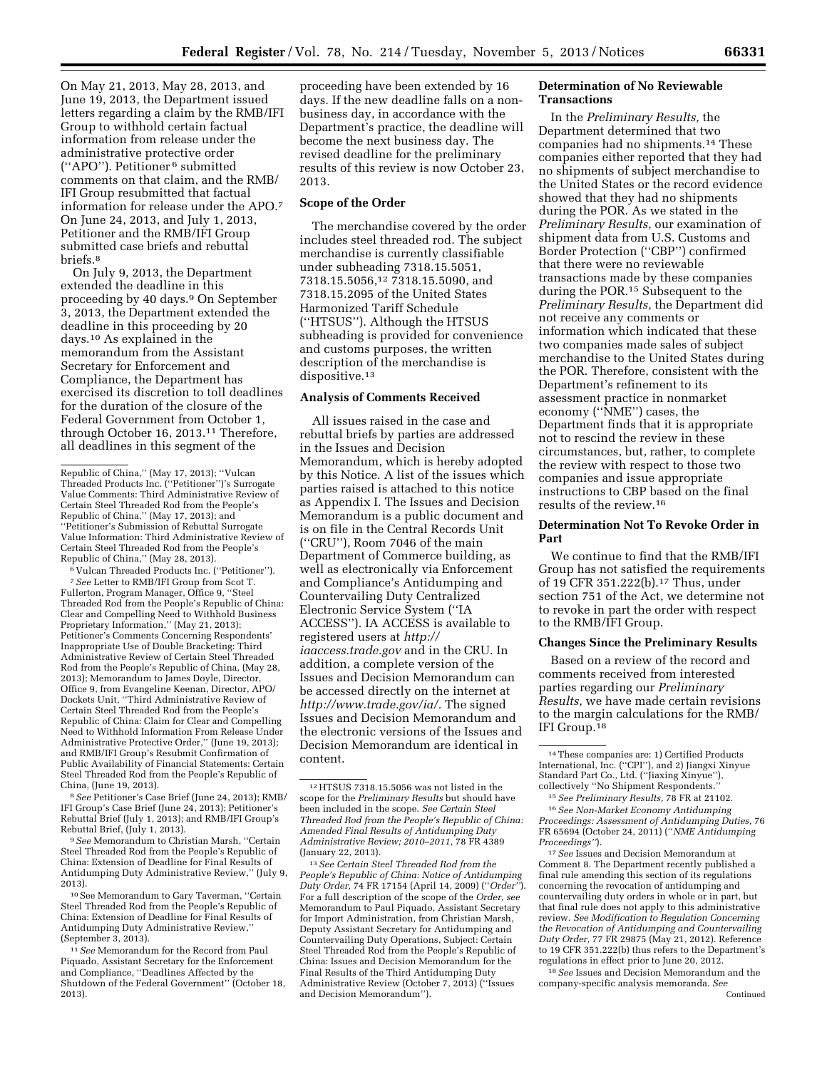On May 21, 2013, May 28, 2013, and June 19, 2013, the Department issued letters regarding a claim by the RMB/IFI Group to withhold certain factual information from release under the administrative protective order (''APO''). Petitioner[6] submitted comments on that claim, and the RMB/IFI Group resubmitted that factual information for release under the APO.[7] On June 24, 2013, and July 1, 2013, Petitioner and the RMB/IFI Group submitted case briefs and rebuttal briefs.[8]

On July 9, 2013, the Department extended the deadline in this proceeding by 40 days.[9] On September 3, 2013, the Department extended the deadline in this proceeding by 20 days.[10] As explained in the memorandum from the Assistant Secretary for Enforcement and Compliance, the Department has exercised its discretion to toll deadlines for the duration of the closure of the Federal Government from October 1, through October 16, 2013.[11] Therefore, all deadlines in this segment of the proceeding have been extended by 16 days. If the new deadline falls on a non-business day, in accordance with the Department's practice, the deadline will become the next business day. The revised deadline for the preliminary results of this review is now October 23, 2013.

### Scope of the Order

The merchandise covered by the order includes steel threaded rod. The subject merchandise is currently classifiable under subheading 7318.15.5051, 7318.15.5056,[12] 7318.15.5090, and 7318.15.2095 of the United States Harmonized Tariff Schedule (''HTSUS'' ). Although the HTSUS subheading is provided for convenience and customs purposes, the written description of the merchandise is dispositive.[13]

### Analysis of Comments Received

All issues raised in the case and rebuttal briefs by parties are addressed in the Issues and Decision Memorandum, which is hereby adopted by this Notice. A list of the issues which parties raised is attached to this notice as Appendix I. The Issues and Decision Memorandum is a public document and is on file in the Central Records Unit (''CRU''), Room 7046 of the main Department of Commerce building, as well as electronically via Enforcement and Compliance's Antidumping and Countervailing Duty Centralized Electronic Service System (''IA ACCESS''). IA ACCESS is available to registered users at *http://iaaccess.trade.gov* and in the CRU. In addition, a complete version of the Issues and Decision Memorandum can be accessed directly on the internet at *http://www.trade.gov/ia/.* The signed Issues and Decision Memorandum and the electronic versions of the Issues and Decision Memorandum are identical in content.

### Determination of No Reviewable Transactions

In the *Preliminary Results,* the Department determined that two companies had no shipments.[14] These companies either reported that they had no shipments of subject merchandise to the United States or the record evidence showed that they had no shipments during the POR. As we stated in the *Preliminary Results,* our examination of shipment data from U.S. Customs and Border Protection (''CBP'') confirmed that there were no reviewable transactions made by these companies during the POR.[15] Subsequent to the *Preliminary Results,* the Department did not receive any comments or information which indicated that these two companies made sales of subject merchandise to the United States during the POR. Therefore, consistent with the Department's refinement to its assessment practice in nonmarket economy (''NME'') cases, the Department finds that it is appropriate not to rescind the review in these circumstances, but, rather, to complete the review with respect to those two companies and issue appropriate instructions to CBP based on the final results of the review.[16]

### Determination Not To Revoke Order in Part

We continue to find that the RMB/IFI Group has not satisfied the requirements of 19 CFR 351.222(b).[17] Thus, under section 751 of the Act, we determine not to revoke in part the order with respect to the RMB/IFI Group.

### Changes Since the Preliminary Results

Based on a review of the record and comments received from interested parties regarding our *Preliminary Results,* we have made certain revisions to the margin calculations for the RMB/IFI Group.[18]

---

Republic of China,'' (May 17, 2013); ''Vulcan Threaded Products Inc. (''Petitioner'')'s Surrogate Value Comments: Third Administrative Review of Certain Steel Threaded Rod from the People's Republic of China,'' (May 17, 2013); and ''Petitioner's Submission of Rebuttal Surrogate Value Information: Third Administrative Review of Certain Steel Threaded Rod from the People's Republic of China,'' (May 28, 2013).

[6] Vulcan Threaded Products Inc. (''Petitioner'').

[7] *See* Letter to RMB/IFI Group from Scot T. Fullerton, Program Manager, Office 9, ''Steel Threaded Rod from the People's Republic of China: Clear and Compelling Need to Withhold Business Proprietary Information,'' (May 21, 2013); Petitioner's Comments Concerning Respondents' Inappropriate Use of Double Bracketing: Third Administrative Review of Certain Steel Threaded Rod from the People's Republic of China, (May 28, 2013); Memorandum to James Doyle, Director, Office 9, from Evangeline Keenan, Director, APO/Dockets Unit, ''Third Administrative Review of Certain Steel Threaded Rod from the People's Republic of China: Claim for Clear and Compelling Need to Withhold Information From Release Under Administrative Protective Order,'' (June 19, 2013); and RMB/IFI Group's Resubmit Confirmation of Public Availability of Financial Statements: Certain Steel Threaded Rod from the People's Republic of China, (June 19, 2013).

[8] *See* Petitioner's Case Brief (June 24, 2013); RMB/IFI Group's Case Brief (June 24, 2013); Petitioner's Rebuttal Brief (July 1, 2013); and RMB/IFI Group's Rebuttal Brief, (July 1, 2013).

[9] *See* Memorandum to Christian Marsh, ''Certain Steel Threaded Rod from the People's Republic of China: Extension of Deadline for Final Results of Antidumping Duty Administrative Review,'' (July 9, 2013).

[10] See Memorandum to Gary Taverman, ''Certain Steel Threaded Rod from the People's Republic of China: Extension of Deadline for Final Results of Antidumping Duty Administrative Review,'' (September 3, 2013).

[11] *See* Memorandum for the Record from Paul Piquado, Assistant Secretary for the Enforcement and Compliance, ''Deadlines Affected by the Shutdown of the Federal Government'' (October 18, 2013).

[12] HTSUS 7318.15.5056 was not listed in the scope for the *Preliminary Results* but should have been included in the scope. *See Certain Steel Threaded Rod from the People's Republic of China: Amended Final Results of Antidumping Duty Administrative Review; 2010–2011,* 78 FR 4389 (January 22, 2013).

[13] *See Certain Steel Threaded Rod from the People's Republic of China: Notice of Antidumping Duty Order,* 74 FR 17154 (April 14, 2009) (''*Order*''). For a full description of the scope of the *Order, see* Memorandum to Paul Piquado, Assistant Secretary for Import Administration, from Christian Marsh, Deputy Assistant Secretary for Antidumping and Countervailing Duty Operations, Subject: Certain Steel Threaded Rod from the People's Republic of China: Issues and Decision Memorandum for the Final Results of the Third Antidumping Duty Administrative Review (October 7, 2013) (''Issues and Decision Memorandum'').

[14] These companies are: 1) Certified Products International, Inc. (''CPI''), and 2) Jiangxi Xinyue Standard Part Co., Ltd. (''Jiaxing Xinyue''), collectively ''No Shipment Respondents.''

[15] *See Preliminary Results,* 78 FR at 21102.

[16] *See Non-Market Economy Antidumping Proceedings: Assessment of Antidumping Duties,* 76 FR 65694 (October 24, 2011) (''*NME Antidumping Proceedings''*).

[17] *See* Issues and Decision Memorandum at Comment 8. The Department recently published a final rule amending this section of its regulations concerning the revocation of antidumping and countervailing duty orders in whole or in part, but that final rule does not apply to this administrative review. *See Modification to Regulation Concerning the Revocation of Antidumping and Countervailing Duty Order,* 77 FR 29875 (May 21, 2012). Reference to 19 CFR 351.222(b) thus refers to the Department's regulations in effect prior to June 20, 2012.

[18] *See* Issues and Decision Memorandum and the company-specific analysis memoranda. *See* Continued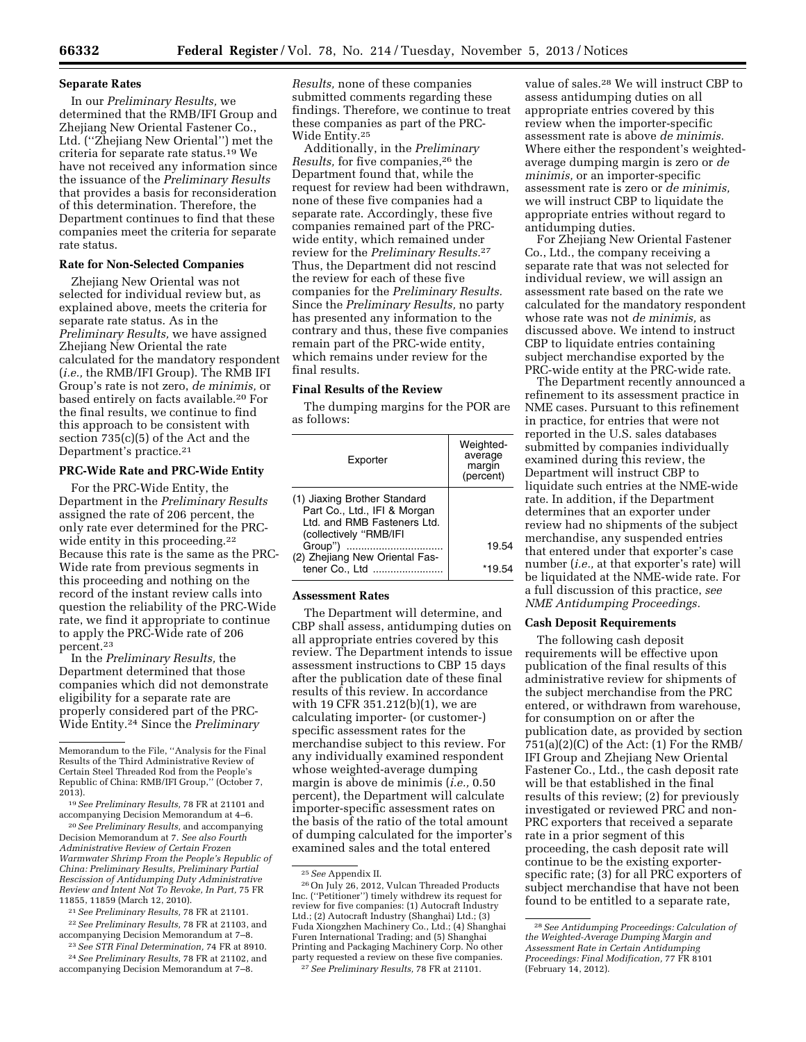### Separate Rates

In our *Preliminary Results,* we determined that the RMB/IFI Group and Zhejiang New Oriental Fastener Co., Ltd. (''Zhejiang New Oriental'') met the criteria for separate rate status.[19] We have not received any information since the issuance of the *Preliminary Results* that provides a basis for reconsideration of this determination. Therefore, the Department continues to find that these companies meet the criteria for separate rate status.

### Rate for Non-Selected Companies

Zhejiang New Oriental was not selected for individual review but, as explained above, meets the criteria for separate rate status. As in the *Preliminary Results,* we have assigned Zhejiang New Oriental the rate calculated for the mandatory respondent (*i.e.,* the RMB/IFI Group). The RMB IFI Group's rate is not zero, *de minimis,* or based entirely on facts available.[20] For the final results, we continue to find this approach to be consistent with section 735(c)(5) of the Act and the Department's practice.[21]

### PRC-Wide Rate and PRC-Wide Entity

For the PRC-Wide Entity, the Department in the *Preliminary Results* assigned the rate of 206 percent, the only rate ever determined for the PRC-wide entity in this proceeding.[22] Because this rate is the same as the PRC-Wide rate from previous segments in this proceeding and nothing on the record of the instant review calls into question the reliability of the PRC-Wide rate, we find it appropriate to continue to apply the PRC-Wide rate of 206 percent.[23]

In the *Preliminary Results,* the Department determined that those companies which did not demonstrate eligibility for a separate rate are properly considered part of the PRC-Wide Entity.[24] Since the *Preliminary Results,* none of these companies submitted comments regarding these findings. Therefore, we continue to treat these companies as part of the PRC-Wide Entity.[25]

Additionally, in the *Preliminary Results,* for five companies,[26] the Department found that, while the request for review had been withdrawn, none of these five companies had a separate rate. Accordingly, these five companies remained part of the PRC-wide entity, which remained under review for the *Preliminary Results.*[27] Thus, the Department did not rescind the review for each of these five companies for the *Preliminary Results.* Since the *Preliminary Results,* no party has presented any information to the contrary and thus, these five companies remain part of the PRC-wide entity, which remains under review for the final results.

### Final Results of the Review

The dumping margins for the POR are as follows:

| Exporter | Weighted-average margin (percent) |
|---|---|
| (1) Jiaxing Brother Standard Part Co., Ltd., IFI & Morgan Ltd. and RMB Fasteners Ltd. (collectively ''RMB/IFI Group'') | 19.54 |
| (2) Zhejiang New Oriental Fastener Co., Ltd | *19.54 |

### Assessment Rates

The Department will determine, and CBP shall assess, antidumping duties on all appropriate entries covered by this review. The Department intends to issue assessment instructions to CBP 15 days after the publication date of these final results of this review. In accordance with 19 CFR 351.212(b)(1), we are calculating importer- (or customer-) specific assessment rates for the merchandise subject to this review. For any individually examined respondent whose weighted-average dumping margin is above de minimis (*i.e.,* 0.50 percent), the Department will calculate importer-specific assessment rates on the basis of the ratio of the total amount of dumping calculated for the importer's examined sales and the total entered value of sales.[28] We will instruct CBP to assess antidumping duties on all appropriate entries covered by this review when the importer-specific assessment rate is above *de minimis.* Where either the respondent's weighted-average dumping margin is zero or *de minimis,* or an importer-specific assessment rate is zero or *de minimis,* we will instruct CBP to liquidate the appropriate entries without regard to antidumping duties.

For Zhejiang New Oriental Fastener Co., Ltd., the company receiving a separate rate that was not selected for individual review, we will assign an assessment rate based on the rate we calculated for the mandatory respondent whose rate was not *de minimis,* as discussed above. We intend to instruct CBP to liquidate entries containing subject merchandise exported by the PRC-wide entity at the PRC-wide rate.

The Department recently announced a refinement to its assessment practice in NME cases. Pursuant to this refinement in practice, for entries that were not reported in the U.S. sales databases submitted by companies individually examined during this review, the Department will instruct CBP to liquidate such entries at the NME-wide rate. In addition, if the Department determines that an exporter under review had no shipments of the subject merchandise, any suspended entries that entered under that exporter's case number (*i.e.,* at that exporter's rate) will be liquidated at the NME-wide rate. For a full discussion of this practice, *see NME Antidumping Proceedings.*

### Cash Deposit Requirements

The following cash deposit requirements will be effective upon publication of the final results of this administrative review for shipments of the subject merchandise from the PRC entered, or withdrawn from warehouse, for consumption on or after the publication date, as provided by section 751(a)(2)(C) of the Act: (1) For the RMB/IFI Group and Zhejiang New Oriental Fastener Co., Ltd., the cash deposit rate will be that established in the final results of this review; (2) for previously investigated or reviewed PRC and non-PRC exporters that received a separate rate in a prior segment of this proceeding, the cash deposit rate will continue to be the existing exporter-specific rate; (3) for all PRC exporters of subject merchandise that have not been found to be entitled to a separate rate,

---

Memorandum to the File, ''Analysis for the Final Results of the Third Administrative Review of Certain Steel Threaded Rod from the People's Republic of China: RMB/IFI Group,'' (October 7, 2013).

[19] *See Preliminary Results,* 78 FR at 21101 and accompanying Decision Memorandum at 4–6.

[20] *See Preliminary Results,* and accompanying Decision Memorandum at 7. *See also Fourth Administrative Review of Certain Frozen Warmwater Shrimp From the People's Republic of China: Preliminary Results, Preliminary Partial Rescission of Antidumping Duty Administrative Review and Intent Not To Revoke, In Part,* 75 FR 11855, 11859 (March 12, 2010).

[21] *See Preliminary Results,* 78 FR at 21101.

[22] *See Preliminary Results,* 78 FR at 21103, and accompanying Decision Memorandum at 7–8.

[23] *See STR Final Determination,* 74 FR at 8910.

[24] *See Preliminary Results,* 78 FR at 21102, and accompanying Decision Memorandum at 7–8.

[25] *See* Appendix II.

[26] On July 26, 2012, Vulcan Threaded Products Inc. (''Petitioner'') timely withdrew its request for review for five companies: (1) Autocraft Industry Ltd.; (2) Autocraft Industry (Shanghai) Ltd.; (3) Fuda Xiongzhen Machinery Co., Ltd.; (4) Shanghai Furen International Trading; and (5) Shanghai Printing and Packaging Machinery Corp. No other party requested a review on these five companies.

[27] *See Preliminary Results,* 78 FR at 21101.

[28] *See Antidumping Proceedings: Calculation of the Weighted-Average Dumping Margin and Assessment Rate in Certain Antidumping Proceedings: Final Modification,* 77 FR 8101 (February 14, 2012).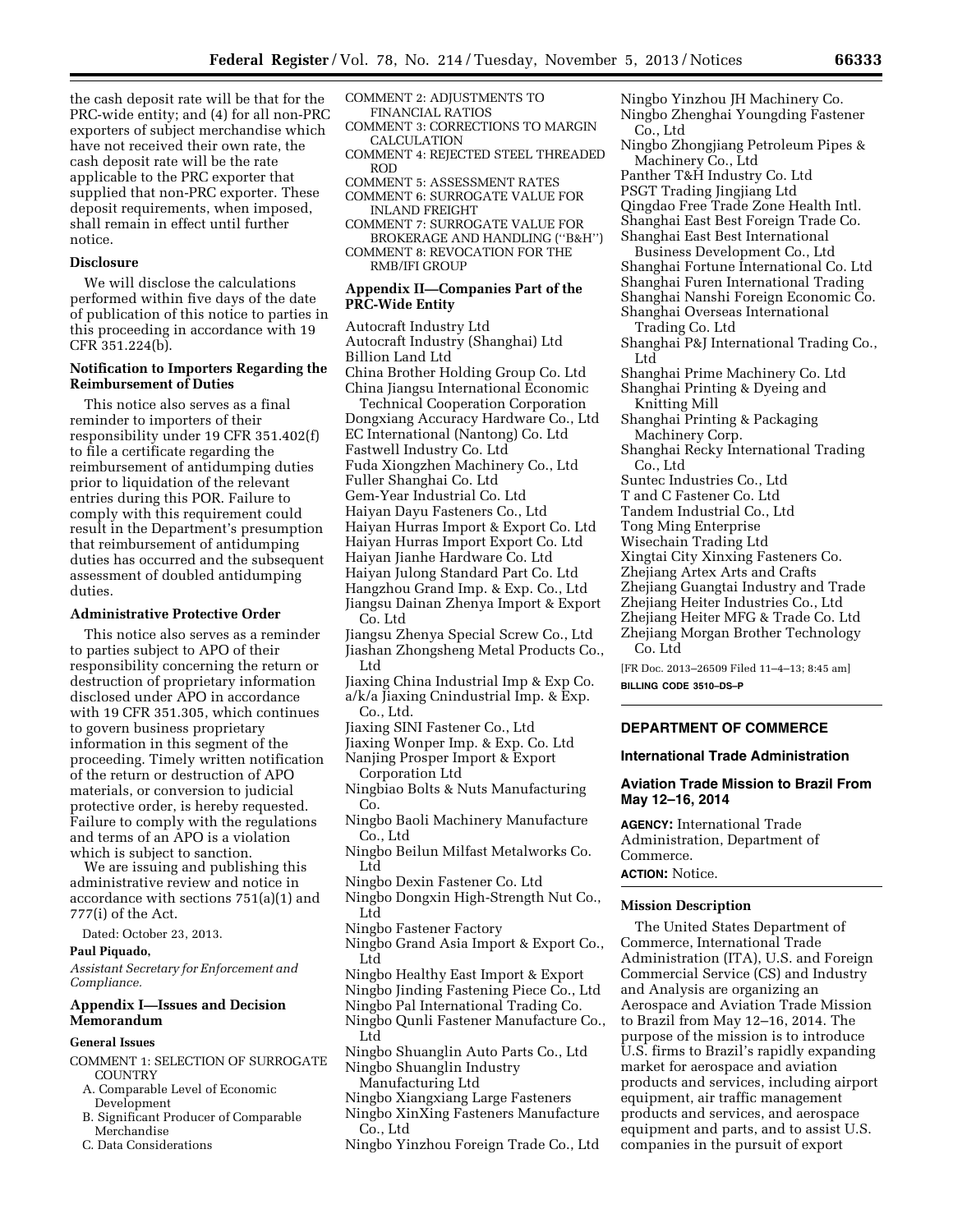the cash deposit rate will be that for the PRC-wide entity; and (4) for all non-PRC exporters of subject merchandise which have not received their own rate, the cash deposit rate will be the rate applicable to the PRC exporter that supplied that non-PRC exporter. These deposit requirements, when imposed, shall remain in effect until further notice.

### Disclosure

We will disclose the calculations performed within five days of the date of publication of this notice to parties in this proceeding in accordance with 19 CFR 351.224(b).

### Notification to Importers Regarding the Reimbursement of Duties

This notice also serves as a final reminder to importers of their responsibility under 19 CFR 351.402(f) to file a certificate regarding the reimbursement of antidumping duties prior to liquidation of the relevant entries during this POR. Failure to comply with this requirement could result in the Department's presumption that reimbursement of antidumping duties has occurred and the subsequent assessment of doubled antidumping duties.

### Administrative Protective Order

This notice also serves as a reminder to parties subject to APO of their responsibility concerning the return or destruction of proprietary information disclosed under APO in accordance with 19 CFR 351.305, which continues to govern business proprietary information in this segment of the proceeding. Timely written notification of the return or destruction of APO materials, or conversion to judicial protective order, is hereby requested. Failure to comply with the regulations and terms of an APO is a violation which is subject to sanction.

We are issuing and publishing this administrative review and notice in accordance with sections 751(a)(1) and 777(i) of the Act.

Dated: October 23, 2013.

**Paul Piquado,**

*Assistant Secretary for Enforcement and Compliance.*

### Appendix I—Issues and Decision Memorandum

**General Issues**

COMMENT 1: SELECTION OF SURROGATE COUNTRY
- A. Comparable Level of Economic Development
- B. Significant Producer of Comparable Merchandise
- C. Data Considerations

COMMENT 2: ADJUSTMENTS TO FINANCIAL RATIOS
COMMENT 3: CORRECTIONS TO MARGIN CALCULATION
COMMENT 4: REJECTED STEEL THREADED ROD
COMMENT 5: ASSESSMENT RATES
COMMENT 6: SURROGATE VALUE FOR INLAND FREIGHT
COMMENT 7: SURROGATE VALUE FOR BROKERAGE AND HANDLING (''B&H'')
COMMENT 8: REVOCATION FOR THE RMB/IFI GROUP

### Appendix II—Companies Part of the PRC-Wide Entity

Autocraft Industry Ltd
Autocraft Industry (Shanghai) Ltd
Billion Land Ltd
China Brother Holding Group Co. Ltd
China Jiangsu International Economic Technical Cooperation Corporation
Dongxiang Accuracy Hardware Co., Ltd
EC International (Nantong) Co. Ltd
Fastwell Industry Co. Ltd
Fuda Xiongzhen Machinery Co., Ltd
Fuller Shanghai Co. Ltd
Gem-Year Industrial Co. Ltd
Haiyan Dayu Fasteners Co., Ltd
Haiyan Hurras Import & Export Co. Ltd
Haiyan Hurras Import Export Co. Ltd
Haiyan Jianhe Hardware Co. Ltd
Haiyan Julong Standard Part Co. Ltd
Hangzhou Grand Imp. & Exp. Co., Ltd
Jiangsu Dainan Zhenya Import & Export Co. Ltd
Jiangsu Zhenya Special Screw Co., Ltd
Jiashan Zhongsheng Metal Products Co., Ltd
Jiaxing China Industrial Imp & Exp Co. a/k/a Jiaxing Cnindustrial Imp. & Exp. Co., Ltd.
Jiaxing SINI Fastener Co., Ltd
Jiaxing Wonper Imp. & Exp. Co. Ltd
Nanjing Prosper Import & Export Corporation Ltd
Ningbiao Bolts & Nuts Manufacturing Co.
Ningbo Baoli Machinery Manufacture Co., Ltd
Ningbo Beilun Milfast Metalworks Co. Ltd
Ningbo Dexin Fastener Co. Ltd
Ningbo Dongxin High-Strength Nut Co., Ltd
Ningbo Fastener Factory
Ningbo Grand Asia Import & Export Co., Ltd
Ningbo Healthy East Import & Export
Ningbo Jinding Fastening Piece Co., Ltd
Ningbo Pal International Trading Co.
Ningbo Qunli Fastener Manufacture Co., Ltd
Ningbo Shuanglin Auto Parts Co., Ltd
Ningbo Shuanglin Industry Manufacturing Ltd
Ningbo Xiangxiang Large Fasteners
Ningbo XinXing Fasteners Manufacture Co., Ltd
Ningbo Yinzhou Foreign Trade Co., Ltd
Ningbo Yinzhou JH Machinery Co.
Ningbo Zhenghai Youngding Fastener Co., Ltd
Ningbo Zhongjiang Petroleum Pipes & Machinery Co., Ltd
Panther T&H Industry Co. Ltd
PSGT Trading Jingjiang Ltd
Qingdao Free Trade Zone Health Intl.
Shanghai East Best Foreign Trade Co.
Shanghai East Best International Business Development Co., Ltd
Shanghai Fortune International Co. Ltd
Shanghai Furen International Trading
Shanghai Nanshi Foreign Economic Co.
Shanghai Overseas International Trading Co. Ltd
Shanghai P&J International Trading Co., Ltd
Shanghai Prime Machinery Co. Ltd
Shanghai Printing & Dyeing and Knitting Mill
Shanghai Printing & Packaging Machinery Corp.
Shanghai Recky International Trading Co., Ltd
Suntec Industries Co., Ltd
T and C Fastener Co. Ltd
Tandem Industrial Co., Ltd
Tong Ming Enterprise
Wisechain Trading Ltd
Xingtai City Xinxing Fasteners Co.
Zhejiang Artex Arts and Crafts
Zhejiang Guangtai Industry and Trade
Zhejiang Heiter Industries Co., Ltd
Zhejiang Heiter MFG & Trade Co. Ltd
Zhejiang Morgan Brother Technology Co. Ltd

[FR Doc. 2013–26509 Filed 11–4–13; 8:45 am]

**BILLING CODE 3510–DS–P**

## DEPARTMENT OF COMMERCE

### International Trade Administration

### Aviation Trade Mission to Brazil From May 12–16, 2014

**AGENCY:** International Trade Administration, Department of Commerce.

**ACTION:** Notice.

### Mission Description

The United States Department of Commerce, International Trade Administration (ITA), U.S. and Foreign Commercial Service (CS) and Industry and Analysis are organizing an Aerospace and Aviation Trade Mission to Brazil from May 12–16, 2014. The purpose of the mission is to introduce U.S. firms to Brazil's rapidly expanding market for aerospace and aviation products and services, including airport equipment, air traffic management products and services, and aerospace equipment and parts, and to assist U.S. companies in the pursuit of export